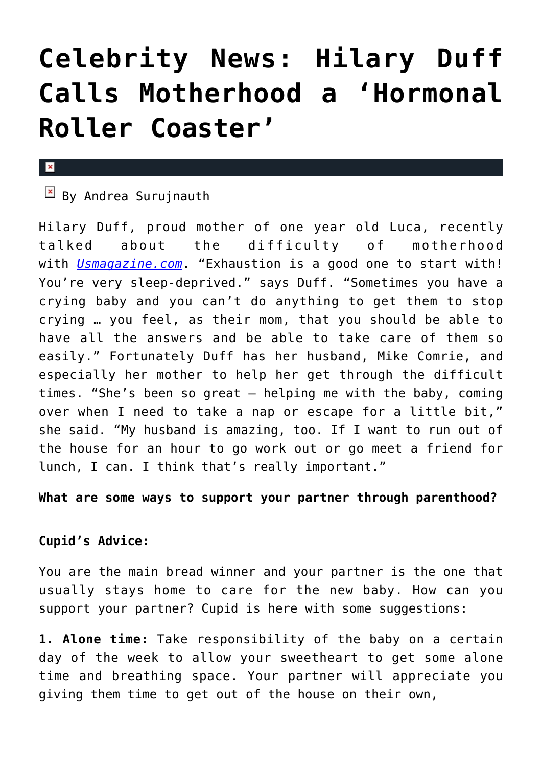# Celebrity News: Hilary Duff Calls Motherhood a 'Hormonal Roller Coaster'

By Andrea Surujnauth

Hilary Duff, proud mother of one year old Luca, recently talked about the difficulty of motherhood with *Usmagazine.com*. "Exhaustion is a good one to start with! You're very sleep-deprived." says Duff. "Sometimes you have a crying baby and you can't do anything to get them to stop crying … you feel, as their mom, that you should be able to have all the answers and be able to take care of them so easily." Fortunately Duff has her husband, Mike Comrie, and especially her mother to help her get through the difficult times. "She's been so great – helping me with the baby, coming over when I need to take a nap or escape for a little bit," she said. "My husband is amazing, too. If I want to run out of the house for an hour to go work out or go meet a friend for lunch, I can. I think that's really important."

**What are some ways to support your partner through parenthood?**

**Cupid's Advice:**

You are the main bread winner and your partner is the one that usually stays home to care for the new baby. How can you support your partner? Cupid is here with some suggestions:

**1. Alone time:** Take responsibility of the baby on a certain day of the week to allow your sweetheart to get some alone time and breathing space. Your partner will appreciate you giving them time to get out of the house on their own,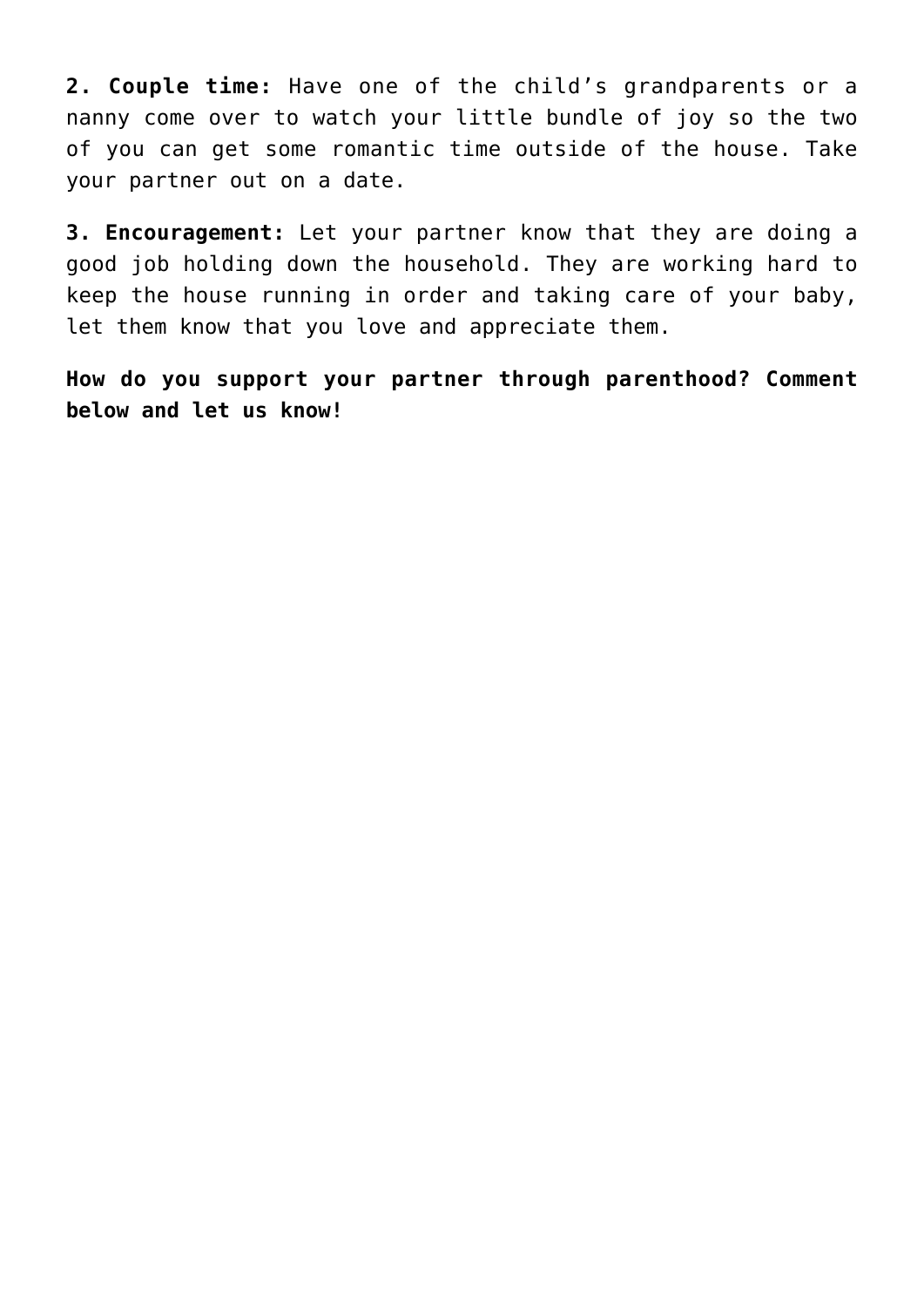**2. Couple time:** Have one of the child's grandparents or a nanny come over to watch your little bundle of joy so the two of you can get some romantic time outside of the house. Take your partner out on a date.

**3. Encouragement:** Let your partner know that they are doing a good job holding down the household. They are working hard to keep the house running in order and taking care of your baby, let them know that you love and appreciate them.

**How do you support your partner through parenthood? Comment below and let us know!**